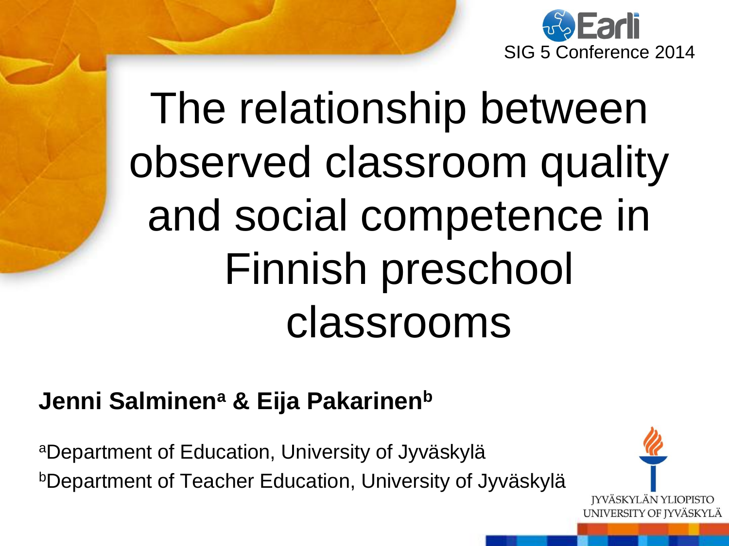Earli SIG 5 Conference 2014

# The relationship between observed classroom quality and social competence in Finnish preschool classrooms

**Jenni Salminen[a] & Eija Pakarinen[b]**

[a]Department of Education, University of Jyväskylä

[b]Department of Teacher Education, University of Jyväskylä

JYVÄSKYLÄN YLIOPISTO
UNIVERSITY OF JYVÄSKYLÄ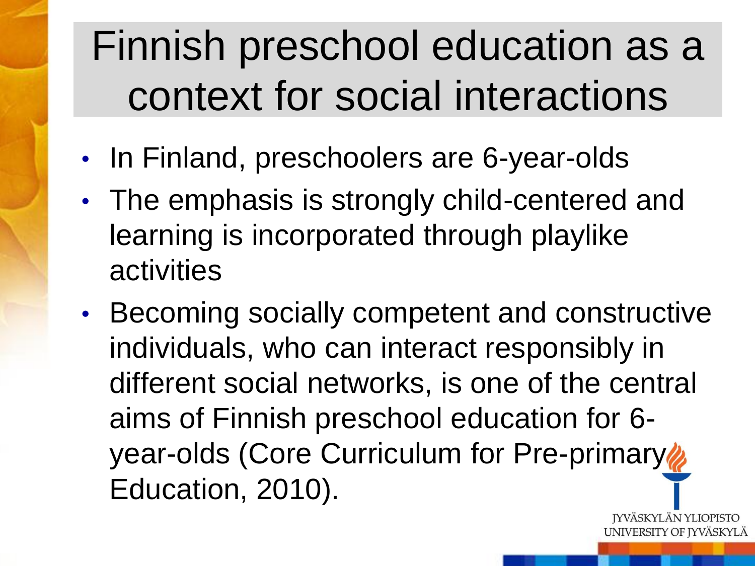# Finnish preschool education as a context for social interactions

- In Finland, preschoolers are 6-year-olds
- The emphasis is strongly child-centered and learning is incorporated through playlike activities
- Becoming socially competent and constructive individuals, who can interact responsibly in different social networks, is one of the central aims of Finnish preschool education for 6-year-olds (Core Curriculum for Pre-primary Education, 2010).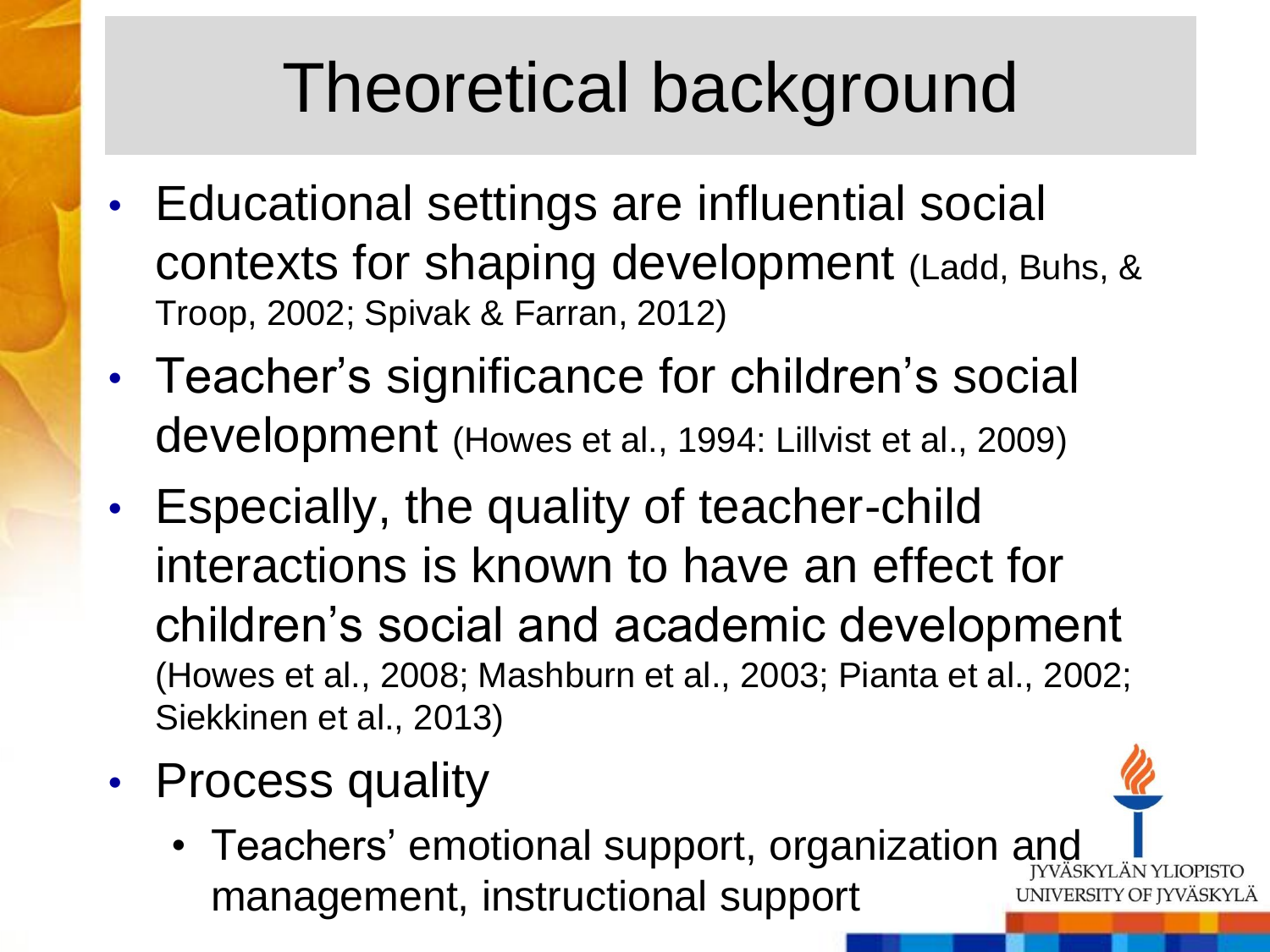# Theoretical background

- Educational settings are influential social contexts for shaping development (Ladd, Buhs, & Troop, 2002; Spivak & Farran, 2012)
- Teacher's significance for children's social development (Howes et al., 1994: Lillvist et al., 2009)
- Especially, the quality of teacher-child interactions is known to have an effect for children's social and academic development (Howes et al., 2008; Mashburn et al., 2003; Pianta et al., 2002; Siekkinen et al., 2013)
- Process quality
  - Teachers' emotional support, organization and management, instructional support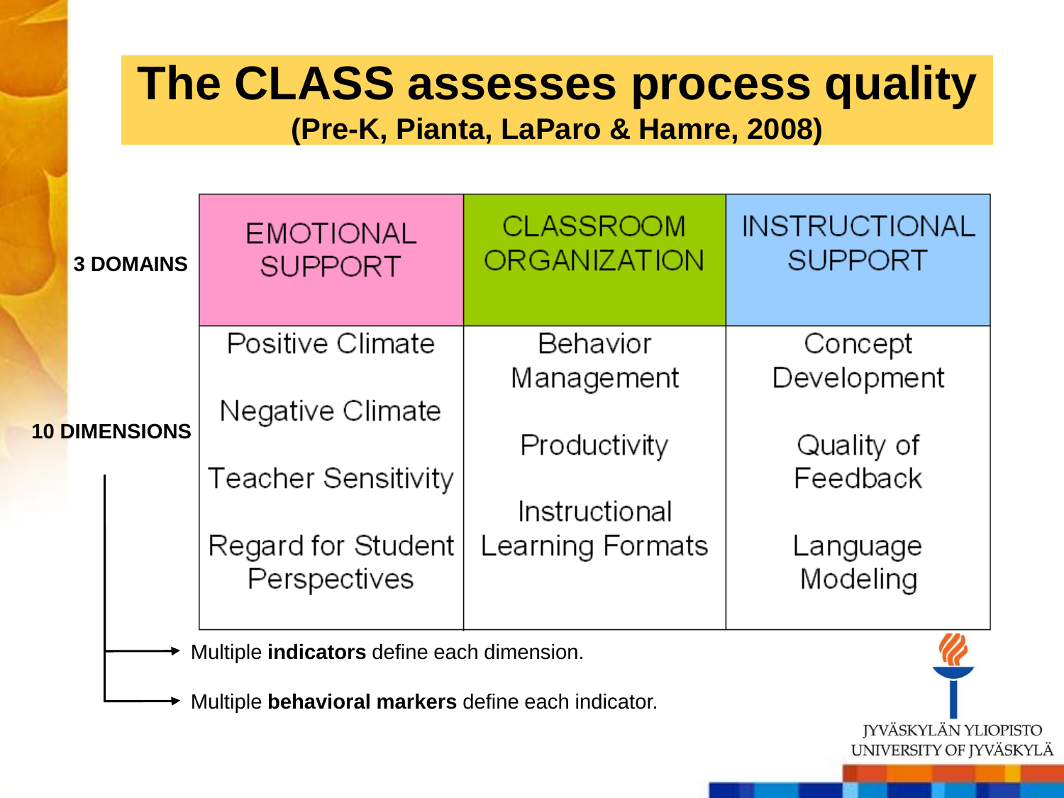# The CLASS assesses process quality

**(Pre-K, Pianta, LaParo & Hamre, 2008)**

| | EMOTIONAL SUPPORT | CLASSROOM ORGANIZATION | INSTRUCTIONAL SUPPORT |
|---|---|---|---|
| **3 DOMAINS** | | | |
| **10 DIMENSIONS** | Positive Climate<br>Negative Climate<br>Teacher Sensitivity<br>Regard for Student Perspectives | Behavior Management<br>Productivity<br>Instructional Learning Formats | Concept Development<br>Quality of Feedback<br>Language Modeling |

- Multiple **indicators** define each dimension.
- Multiple **behavioral markers** define each indicator.

JYVÄSKYLÄN YLIOPISTO
UNIVERSITY OF JYVÄSKYLÄ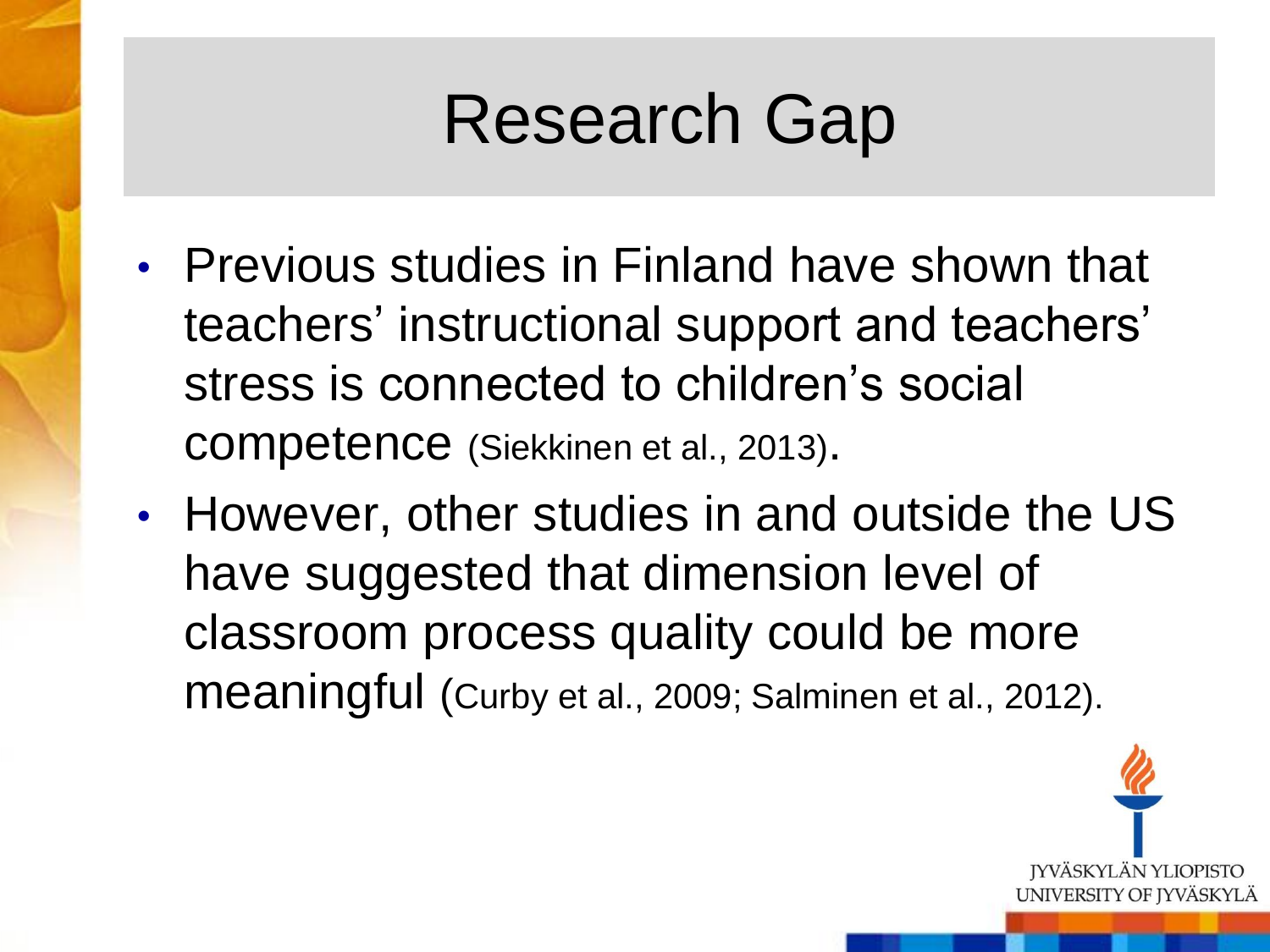# Research Gap

- Previous studies in Finland have shown that teachers' instructional support and teachers' stress is connected to children's social competence (Siekkinen et al., 2013).
- However, other studies in and outside the US have suggested that dimension level of classroom process quality could be more meaningful (Curby et al., 2009; Salminen et al., 2012).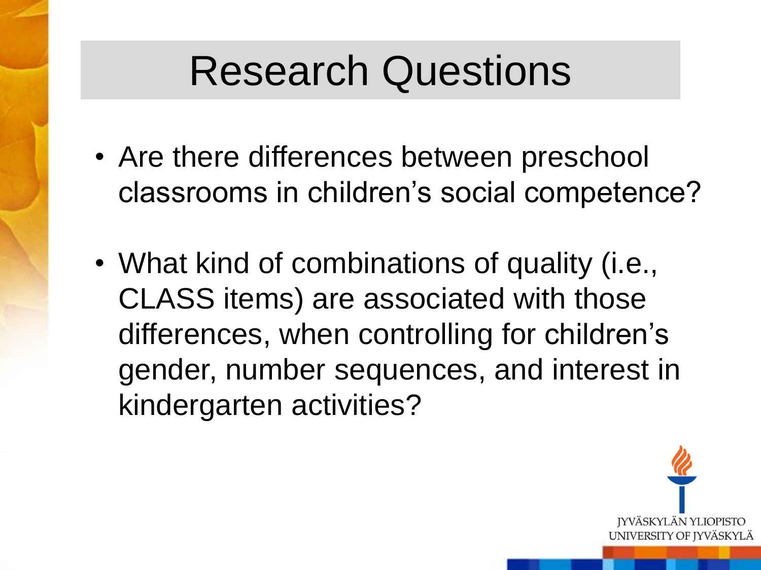# Research Questions

- Are there differences between preschool classrooms in children's social competence?
- What kind of combinations of quality (i.e., CLASS items) are associated with those differences, when controlling for children's gender, number sequences, and interest in kindergarten activities?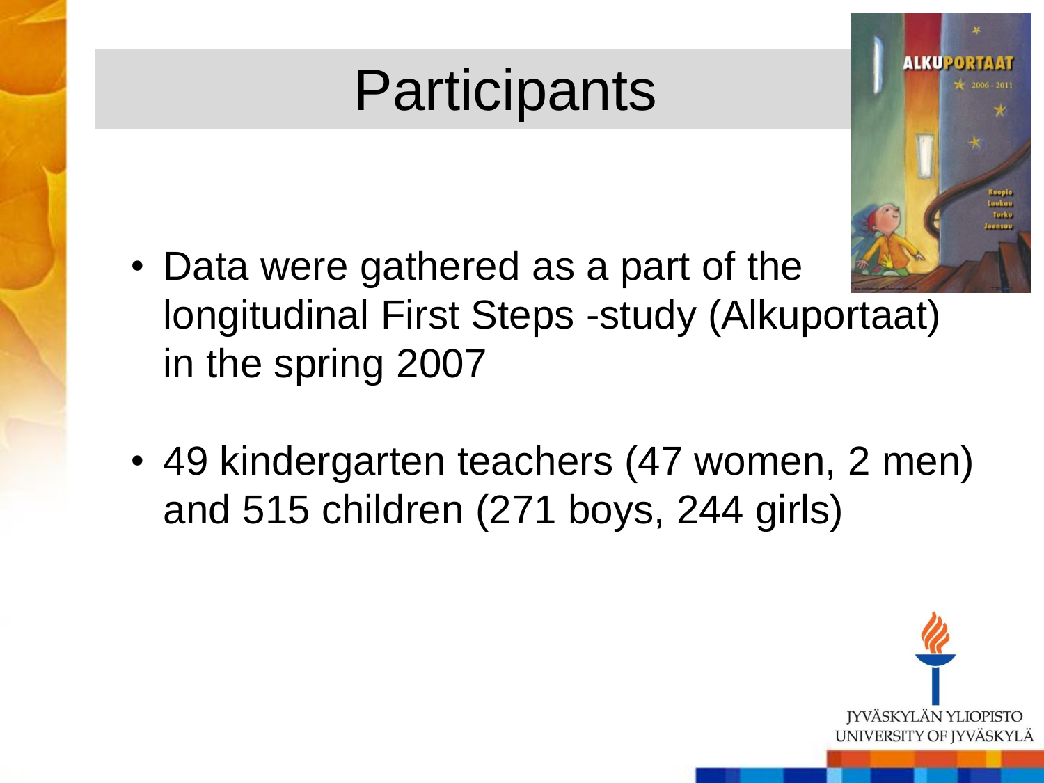# Participants

- Data were gathered as a part of the longitudinal First Steps -study (Alkuportaat) in the spring 2007
- 49 kindergarten teachers (47 women, 2 men) and 515 children (271 boys, 244 girls)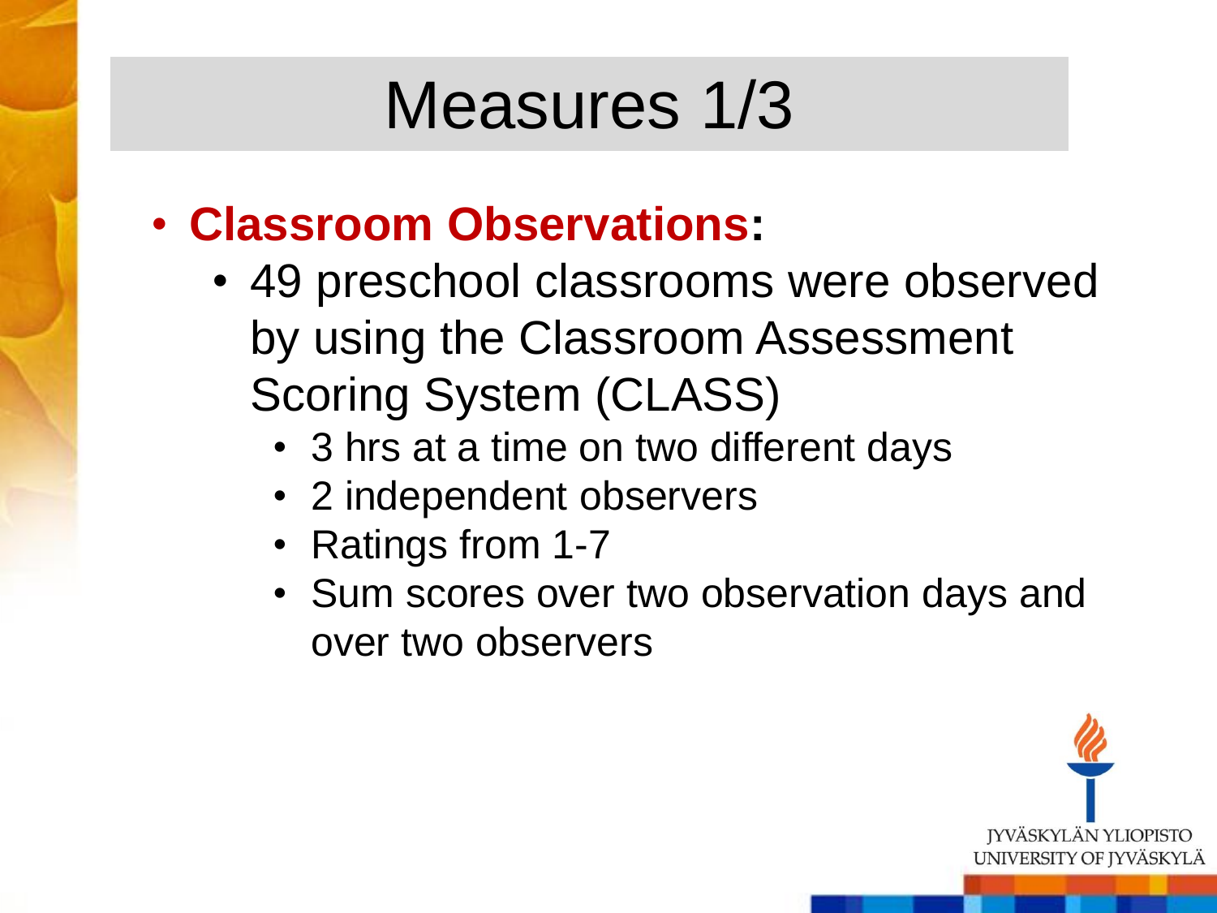# Measures 1/3

- **Classroom Observations:**
  - 49 preschool classrooms were observed by using the Classroom Assessment Scoring System (CLASS)
    - 3 hrs at a time on two different days
    - 2 independent observers
    - Ratings from 1-7
    - Sum scores over two observation days and over two observers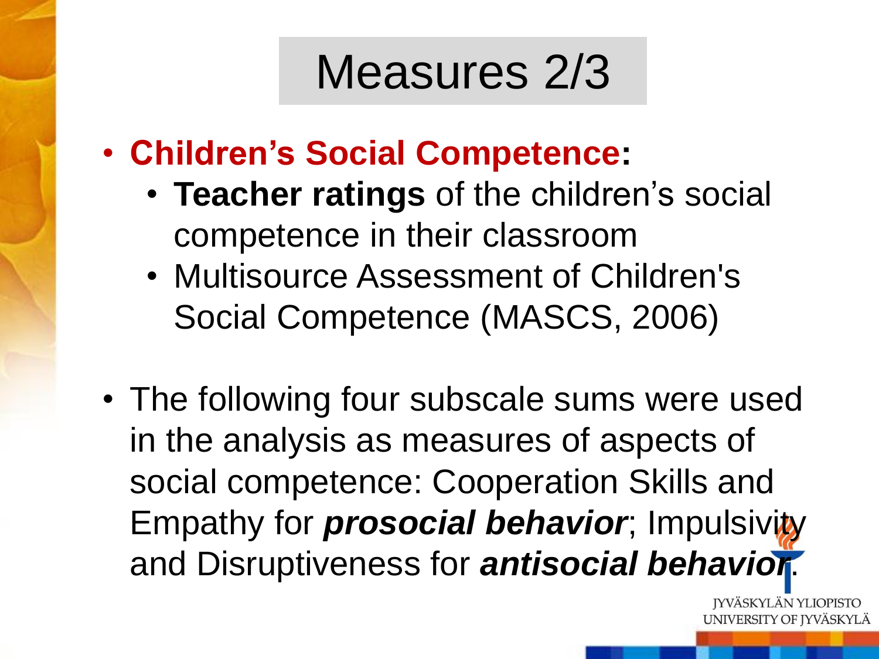# Measures 2/3

- **Children's Social Competence:**
  - **Teacher ratings** of the children's social competence in their classroom
  - Multisource Assessment of Children's Social Competence (MASCS, 2006)

- The following four subscale sums were used in the analysis as measures of aspects of social competence: Cooperation Skills and Empathy for ***prosocial behavior***; Impulsivity and Disruptiveness for ***antisocial behavior***.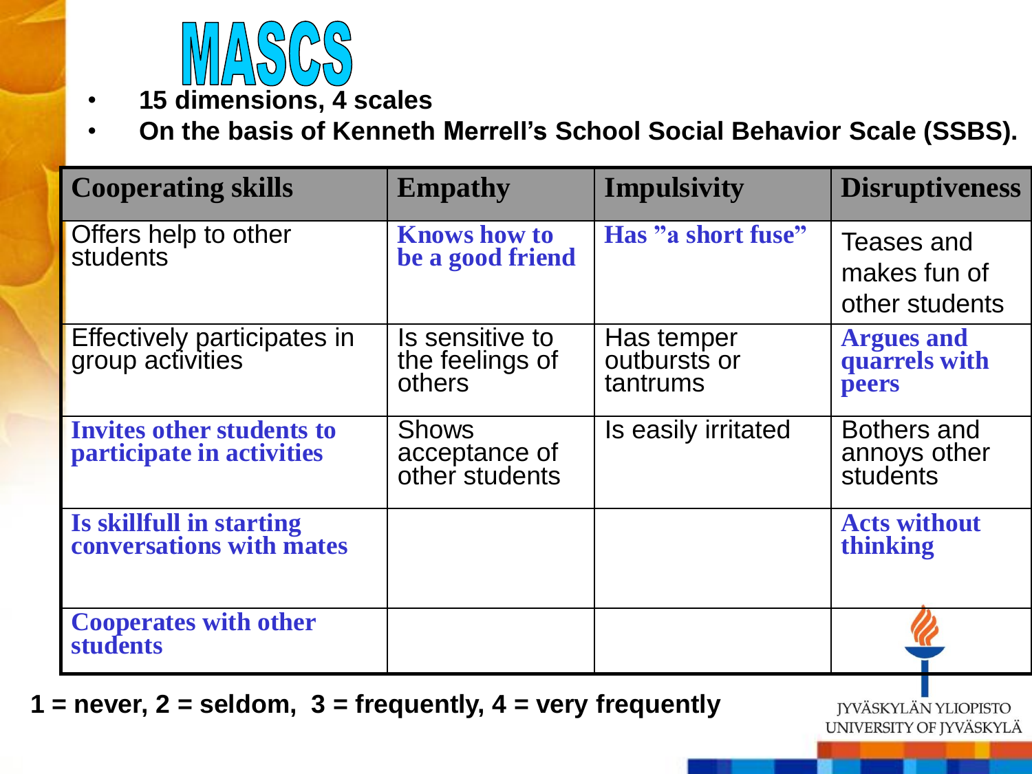# MASCS

- **15 dimensions, 4 scales**
- **On the basis of Kenneth Merrell's School Social Behavior Scale (SSBS).**

| Cooperating skills | Empathy | Impulsivity | Disruptiveness |
|---|---|---|---|
| Offers help to other students | **Knows how to be a good friend** | **Has "a short fuse"** | Teases and makes fun of other students |
| Effectively participates in group activities | Is sensitive to the feelings of others | Has temper outbursts or tantrums | **Argues and quarrels with peers** |
| **Invites other students to participate in activities** | Shows acceptance of other students | Is easily irritated | Bothers and annoys other students |
| **Is skillfull in starting conversations with mates** | | | **Acts without thinking** |
| **Cooperates with other students** | | | |

**1 = never, 2 = seldom, 3 = frequently, 4 = very frequently**

JYVÄSKYLÄN YLIOPISTO
UNIVERSITY OF JYVÄSKYLÄ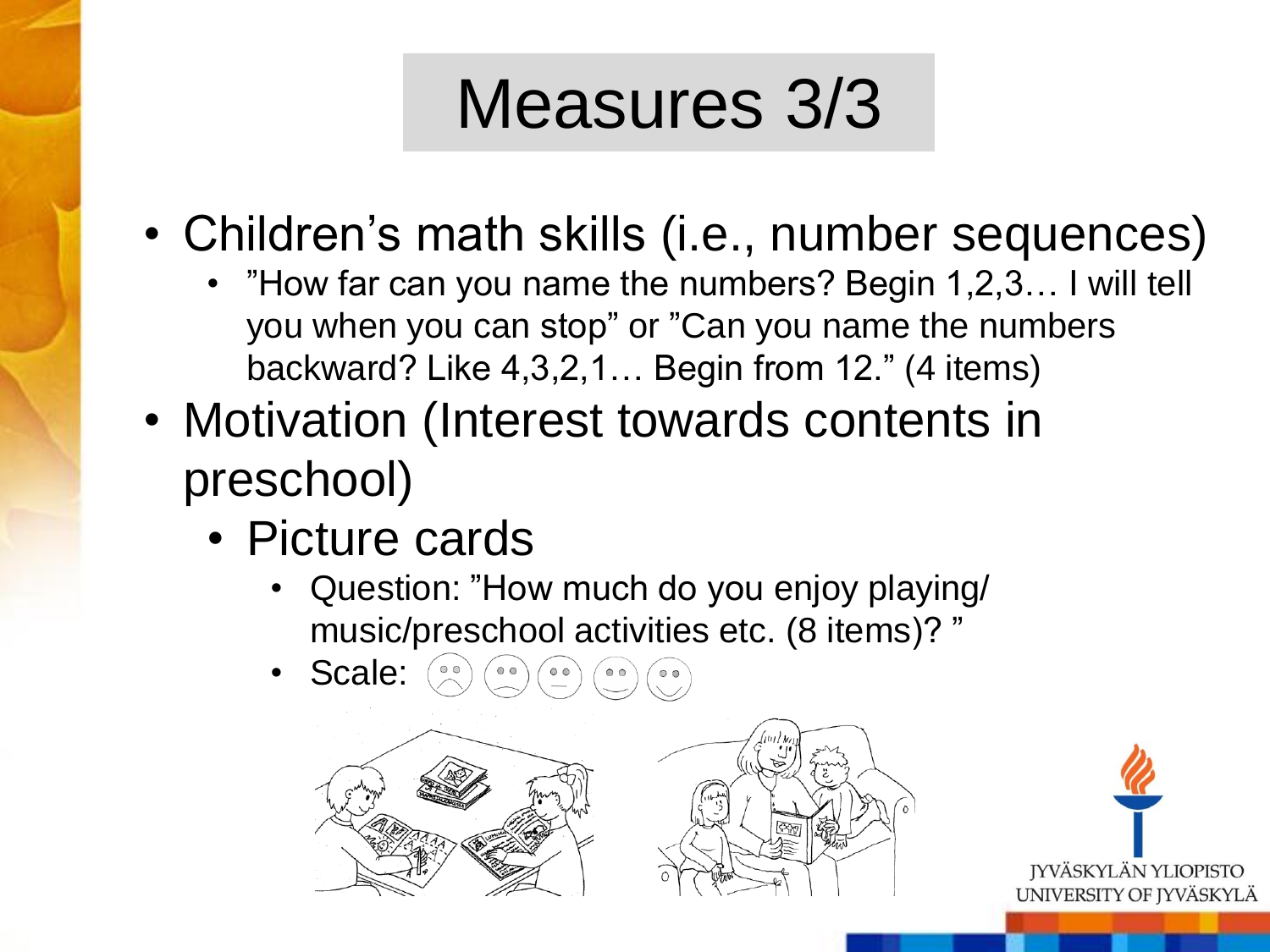# Measures 3/3

- Children's math skills (i.e., number sequences)
  - ”How far can you name the numbers? Begin 1,2,3… I will tell you when you can stop” or ”Can you name the numbers backward? Like 4,3,2,1… Begin from 12.” (4 items)
- Motivation (Interest towards contents in preschool)
  - Picture cards
    - Question: ”How much do you enjoy playing/ music/preschool activities etc. (8 items)? ”
    - Scale: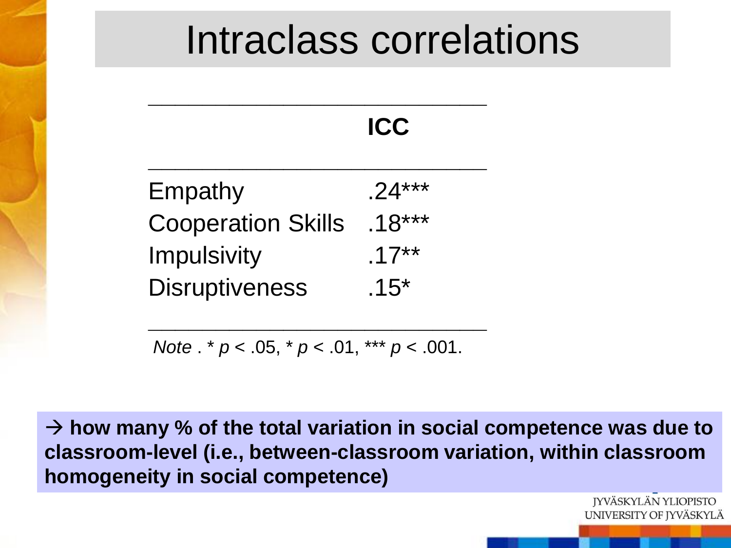# Intraclass correlations

| | ICC |
|---|---|
| Empathy | .24*** |
| Cooperation Skills | .18*** |
| Impulsivity | .17** |
| Disruptiveness | .15* |

*Note* . * $p < .05$, * $p < .01$, *** $p < .001$.

**→ how many % of the total variation in social competence was due to classroom-level (i.e., between-classroom variation, within classroom homogeneity in social competence)**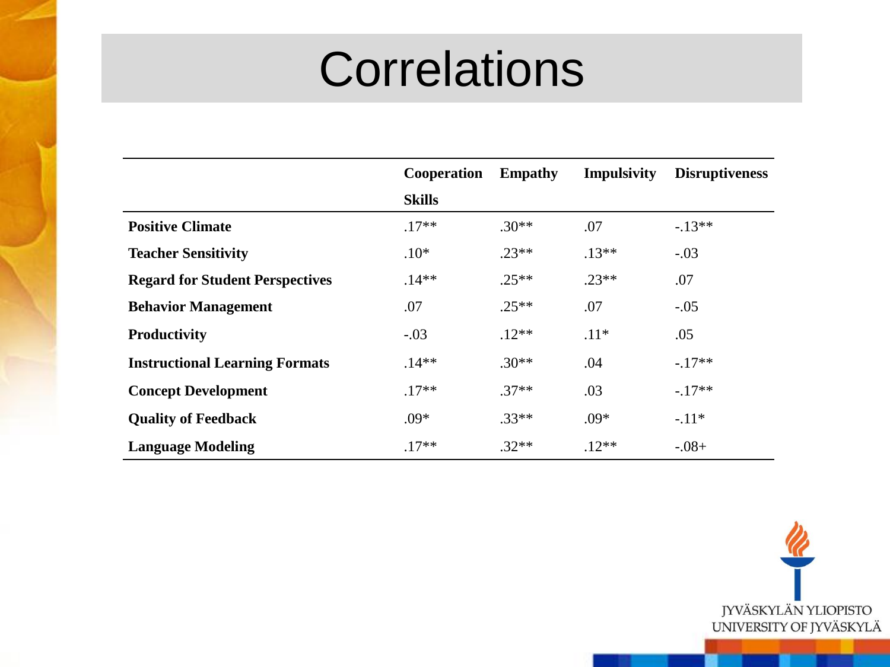# Correlations

| | Cooperation Skills | Empathy | Impulsivity | Disruptiveness |
|---|---|---|---|---|
| **Positive Climate** | .17** | .30** | .07 | -.13** |
| **Teacher Sensitivity** | .10* | .23** | .13** | -.03 |
| **Regard for Student Perspectives** | .14** | .25** | .23** | .07 |
| **Behavior Management** | .07 | .25** | .07 | -.05 |
| **Productivity** | -.03 | .12** | .11* | .05 |
| **Instructional Learning Formats** | .14** | .30** | .04 | -.17** |
| **Concept Development** | .17** | .37** | .03 | -.17** |
| **Quality of Feedback** | .09* | .33** | .09* | -.11* |
| **Language Modeling** | .17** | .32** | .12** | -.08+ |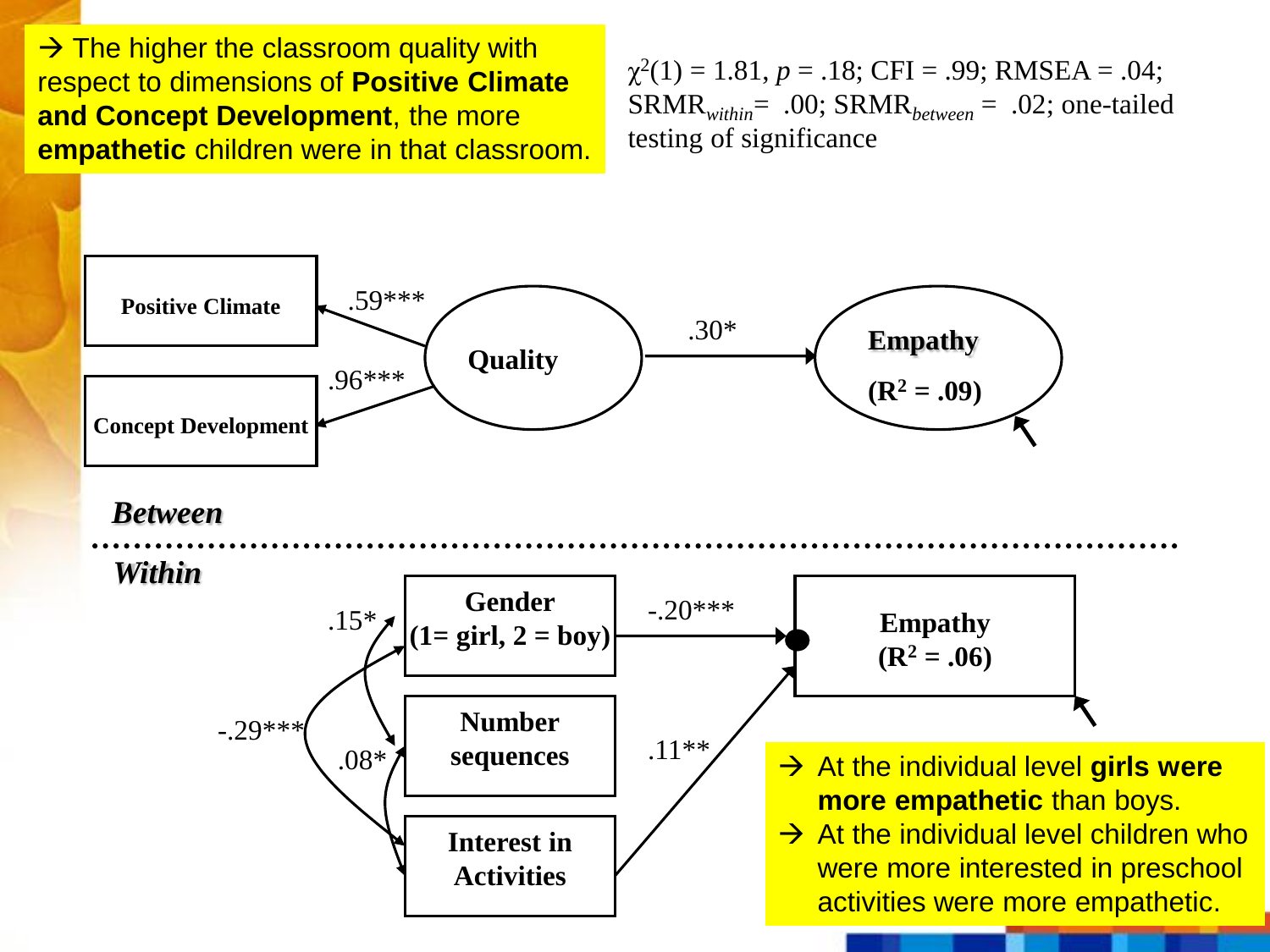→ The higher the classroom quality with respect to dimensions of **Positive Climate and Concept Development**, the more **empathetic** children were in that classroom.

$\chi^2(1) = 1.81$, $p = .18$; CFI = .99; RMSEA = .04; $SRMR_{within}$ = .00; $SRMR_{between}$ = .02; one-tailed testing of significance

Positive Climate

Concept Development

.59***

.96***

Quality

.30*

**Empathy**

**($R^2$ = .09)**

***Between***

***Within***

Gender (1= girl, 2 = boy)

Number sequences

Interest in Activities

.15*

-.29***

.08*

-.20***

.11**

Empathy ($R^2$ = .06)

- → At the individual level **girls were more empathetic** than boys.
- → At the individual level children who were more interested in preschool activities were more empathetic.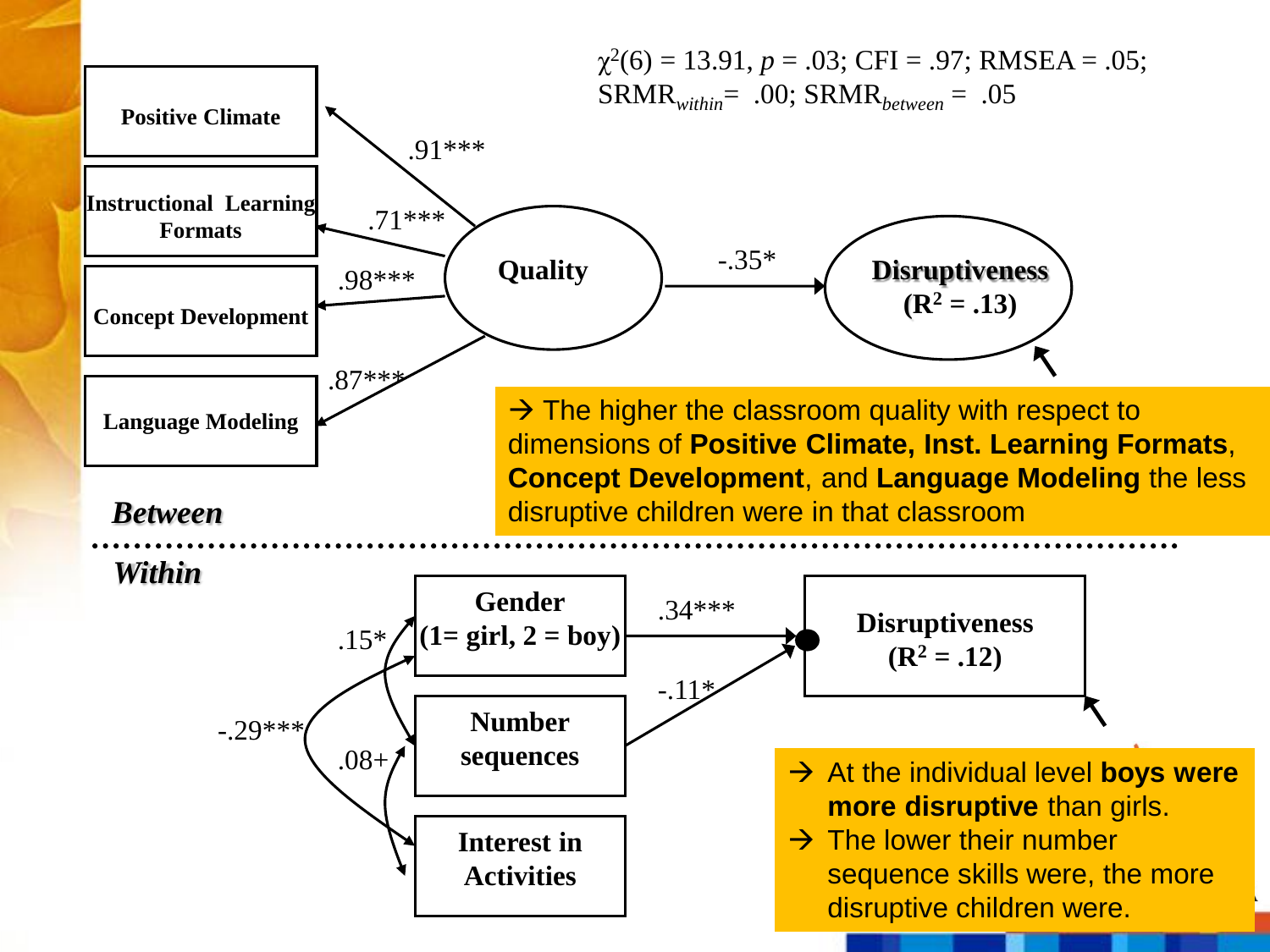$\chi^2(6) = 13.91$, $p = .03$; CFI = .97; RMSEA = .05; $SRMR_{within} = .00$; $SRMR_{between} = .05$

**Between**

- Positive Climate ← Quality: .91***
- Instructional Learning Formats ← Quality: .71***
- Concept Development ← Quality: .98***
- Language Modeling ← Quality: .87***
- Quality → Disruptiveness ($R^2 = .13$): -.35*

→ The higher the classroom quality with respect to dimensions of **Positive Climate, Inst. Learning Formats**, **Concept Development**, and **Language Modeling** the less disruptive children were in that classroom

**Within**

- Gender (1= girl, 2 = boy) → Disruptiveness ($R^2 = .12$): .34***
- Number sequences → Disruptiveness: -.11*
- Gender ↔ Number sequences: .15*
- Gender ↔ Interest in Activities: -.29***
- Number sequences ↔ Interest in Activities: .08+

→ At the individual level **boys were more disruptive** than girls.

→ The lower their number sequence skills were, the more disruptive children were.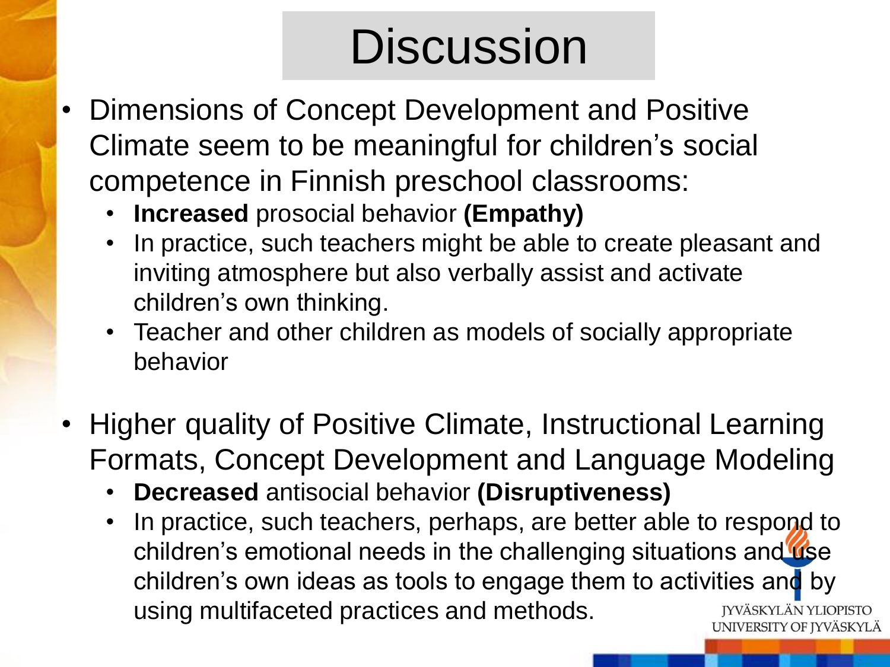# Discussion

- Dimensions of Concept Development and Positive Climate seem to be meaningful for children's social competence in Finnish preschool classrooms:
  - **Increased** prosocial behavior **(Empathy)**
  - In practice, such teachers might be able to create pleasant and inviting atmosphere but also verbally assist and activate children's own thinking.
  - Teacher and other children as models of socially appropriate behavior

- Higher quality of Positive Climate, Instructional Learning Formats, Concept Development and Language Modeling
  - **Decreased** antisocial behavior **(Disruptiveness)**
  - In practice, such teachers, perhaps, are better able to respond to children's emotional needs in the challenging situations and use children's own ideas as tools to engage them to activities and by using multifaceted practices and methods.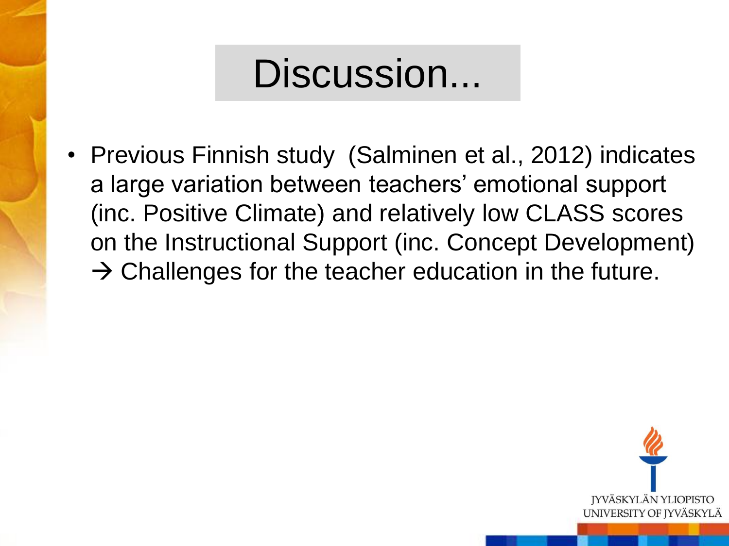# Discussion...

- Previous Finnish study (Salminen et al., 2012) indicates a large variation between teachers' emotional support (inc. Positive Climate) and relatively low CLASS scores on the Instructional Support (inc. Concept Development) → Challenges for the teacher education in the future.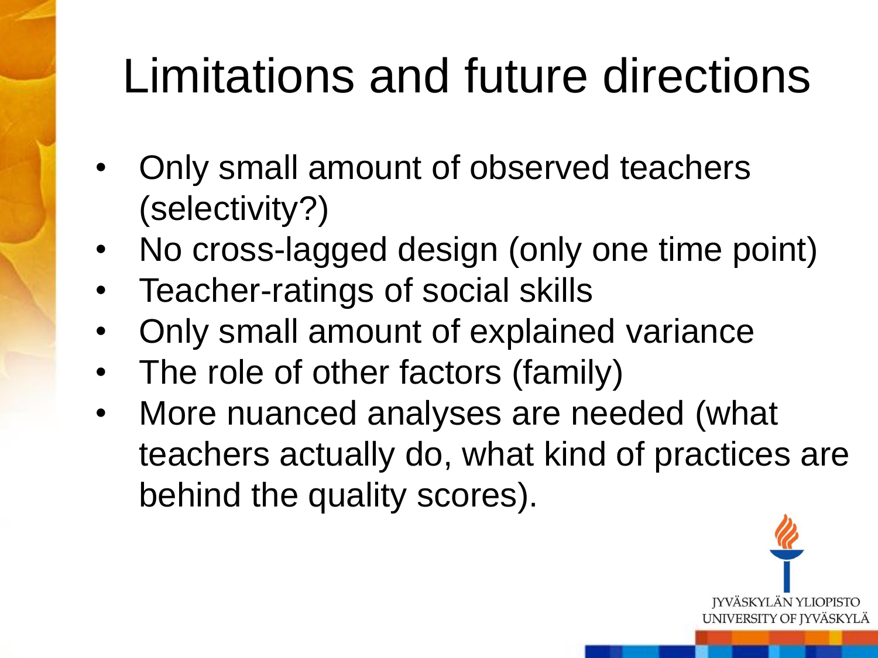# Limitations and future directions

- Only small amount of observed teachers (selectivity?)
- No cross-lagged design (only one time point)
- Teacher-ratings of social skills
- Only small amount of explained variance
- The role of other factors (family)
- More nuanced analyses are needed (what teachers actually do, what kind of practices are behind the quality scores).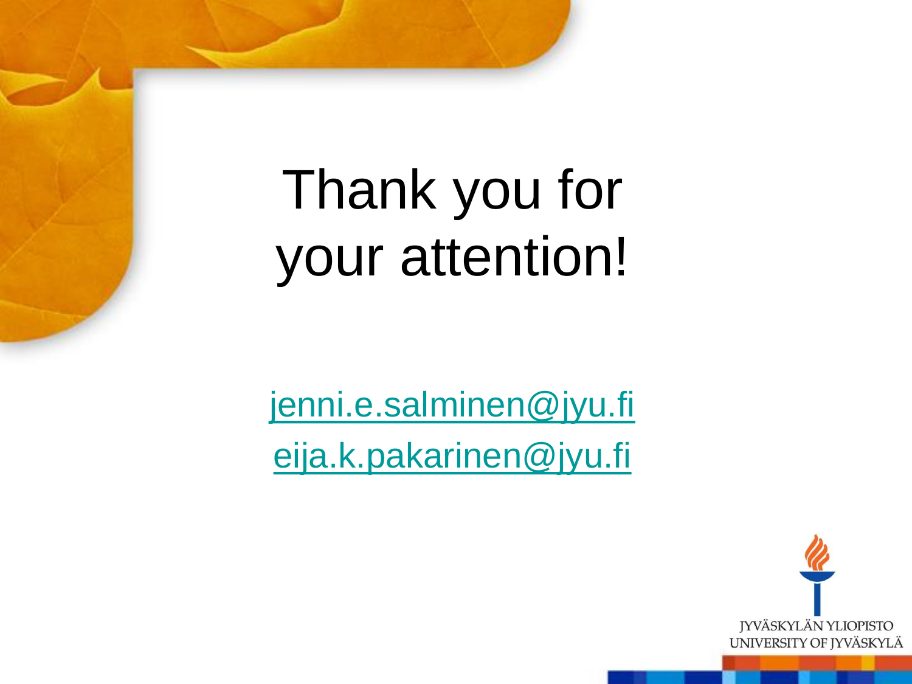# Thank you for your attention!

jenni.e.salminen@jyu.fi

eija.k.pakarinen@jyu.fi

JYVÄSKYLÄN YLIOPISTO
UNIVERSITY OF JYVÄSKYLÄ